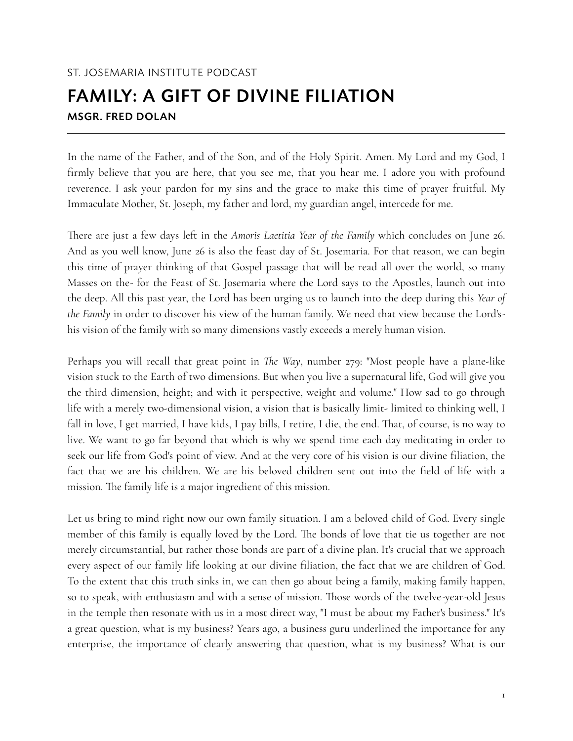ST. JOSEMARIA INSTITUTE PODCAST

# FAMILY: A GIFT OF DIVINE FILIATION

## MSGR. FRED DOLAN

---

In the name of the Father, and of the Son, and of the Holy Spirit. Amen. My Lord and my God, I firmly believe that you are here, that you see me, that you hear me. I adore you with profound reverence. I ask your pardon for my sins and the grace to make this time of prayer fruitful. My Immaculate Mother, St. Joseph, my father and lord, my guardian angel, intercede for me.

There are just a few days left in the *Amoris Laetitia Year of the Family* which concludes on June 26. And as you well know, June 26 is also the feast day of St. Josemaria. For that reason, we can begin this time of prayer thinking of that Gospel passage that will be read all over the world, so many Masses on the- for the Feast of St. Josemaria where the Lord says to the Apostles, launch out into the deep. All this past year, the Lord has been urging us to launch into the deep during this *Year of the Family* in order to discover his view of the human family. We need that view because the Lord's- his vision of the family with so many dimensions vastly exceeds a merely human vision.

Perhaps you will recall that great point in *The Way*, number 279: "Most people have a plane-like vision stuck to the Earth of two dimensions. But when you live a supernatural life, God will give you the third dimension, height; and with it perspective, weight and volume." How sad to go through life with a merely two-dimensional vision, a vision that is basically limit- limited to thinking well, I fall in love, I get married, I have kids, I pay bills, I retire, I die, the end. That, of course, is no way to live. We want to go far beyond that which is why we spend time each day meditating in order to seek our life from God's point of view. And at the very core of his vision is our divine filiation, the fact that we are his children. We are his beloved children sent out into the field of life with a mission. The family life is a major ingredient of this mission.

Let us bring to mind right now our own family situation. I am a beloved child of God. Every single member of this family is equally loved by the Lord. The bonds of love that tie us together are not merely circumstantial, but rather those bonds are part of a divine plan. It's crucial that we approach every aspect of our family life looking at our divine filiation, the fact that we are children of God. To the extent that this truth sinks in, we can then go about being a family, making family happen, so to speak, with enthusiasm and with a sense of mission. Those words of the twelve-year-old Jesus in the temple then resonate with us in a most direct way, "I must be about my Father's business." It's a great question, what is my business? Years ago, a business guru underlined the importance for any enterprise, the importance of clearly answering that question, what is my business? What is our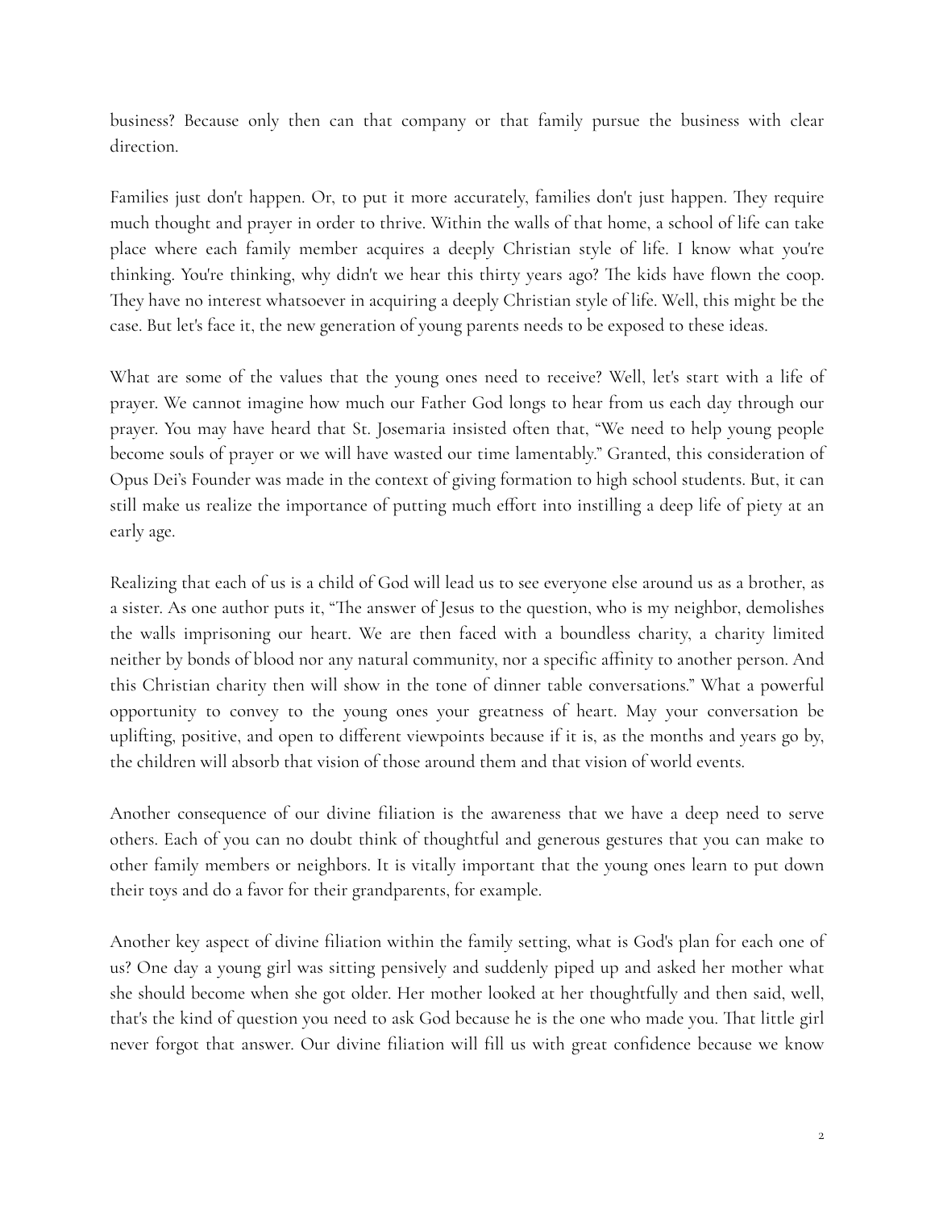business? Because only then can that company or that family pursue the business with clear direction.

Families just don't happen. Or, to put it more accurately, families don't just happen. They require much thought and prayer in order to thrive. Within the walls of that home, a school of life can take place where each family member acquires a deeply Christian style of life. I know what you're thinking. You're thinking, why didn't we hear this thirty years ago? The kids have flown the coop. They have no interest whatsoever in acquiring a deeply Christian style of life. Well, this might be the case. But let's face it, the new generation of young parents needs to be exposed to these ideas.

What are some of the values that the young ones need to receive? Well, let's start with a life of prayer. We cannot imagine how much our Father God longs to hear from us each day through our prayer. You may have heard that St. Josemaria insisted often that, "We need to help young people become souls of prayer or we will have wasted our time lamentably." Granted, this consideration of Opus Dei's Founder was made in the context of giving formation to high school students. But, it can still make us realize the importance of putting much effort into instilling a deep life of piety at an early age.

Realizing that each of us is a child of God will lead us to see everyone else around us as a brother, as a sister. As one author puts it, "The answer of Jesus to the question, who is my neighbor, demolishes the walls imprisoning our heart. We are then faced with a boundless charity, a charity limited neither by bonds of blood nor any natural community, nor a specific affinity to another person. And this Christian charity then will show in the tone of dinner table conversations." What a powerful opportunity to convey to the young ones your greatness of heart. May your conversation be uplifting, positive, and open to different viewpoints because if it is, as the months and years go by, the children will absorb that vision of those around them and that vision of world events.

Another consequence of our divine filiation is the awareness that we have a deep need to serve others. Each of you can no doubt think of thoughtful and generous gestures that you can make to other family members or neighbors. It is vitally important that the young ones learn to put down their toys and do a favor for their grandparents, for example.

Another key aspect of divine filiation within the family setting, what is God's plan for each one of us? One day a young girl was sitting pensively and suddenly piped up and asked her mother what she should become when she got older. Her mother looked at her thoughtfully and then said, well, that's the kind of question you need to ask God because he is the one who made you. That little girl never forgot that answer. Our divine filiation will fill us with great confidence because we know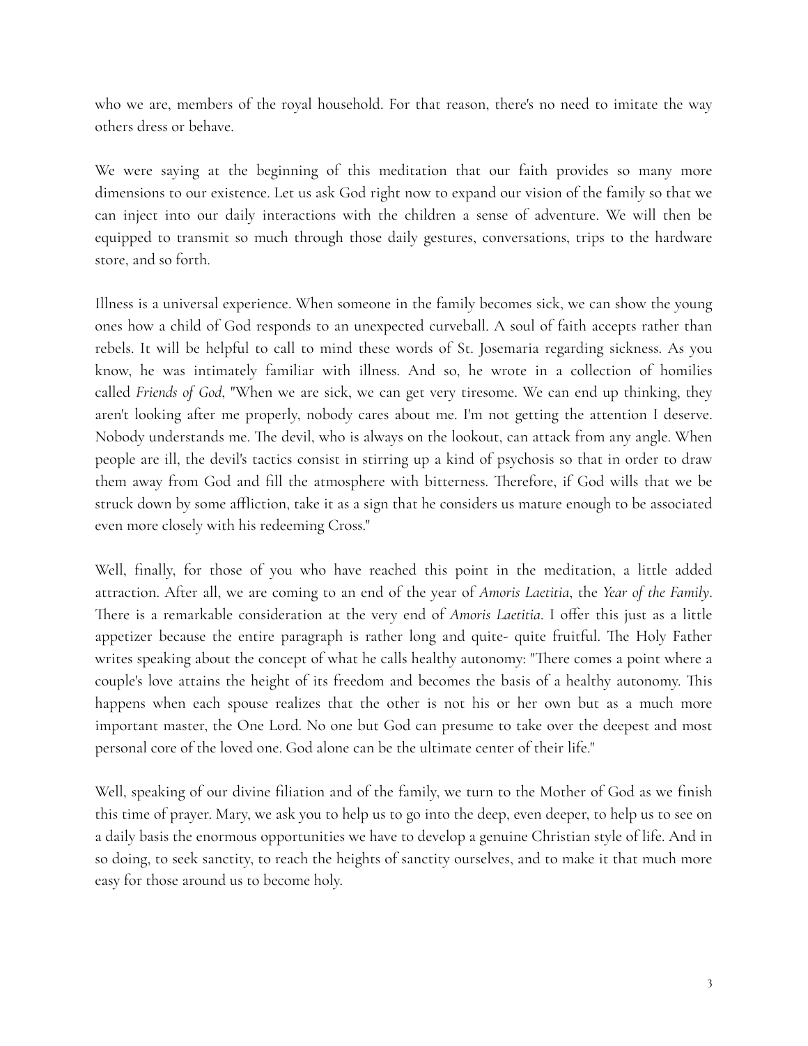who we are, members of the royal household. For that reason, there's no need to imitate the way others dress or behave.

We were saying at the beginning of this meditation that our faith provides so many more dimensions to our existence. Let us ask God right now to expand our vision of the family so that we can inject into our daily interactions with the children a sense of adventure. We will then be equipped to transmit so much through those daily gestures, conversations, trips to the hardware store, and so forth.

Illness is a universal experience. When someone in the family becomes sick, we can show the young ones how a child of God responds to an unexpected curveball. A soul of faith accepts rather than rebels. It will be helpful to call to mind these words of St. Josemaria regarding sickness. As you know, he was intimately familiar with illness. And so, he wrote in a collection of homilies called *Friends of God*, "When we are sick, we can get very tiresome. We can end up thinking, they aren't looking after me properly, nobody cares about me. I'm not getting the attention I deserve. Nobody understands me. The devil, who is always on the lookout, can attack from any angle. When people are ill, the devil's tactics consist in stirring up a kind of psychosis so that in order to draw them away from God and fill the atmosphere with bitterness. Therefore, if God wills that we be struck down by some affliction, take it as a sign that he considers us mature enough to be associated even more closely with his redeeming Cross."

Well, finally, for those of you who have reached this point in the meditation, a little added attraction. After all, we are coming to an end of the year of *Amoris Laetitia*, the *Year of the Family*. There is a remarkable consideration at the very end of *Amoris Laetitia*. I offer this just as a little appetizer because the entire paragraph is rather long and quite- quite fruitful. The Holy Father writes speaking about the concept of what he calls healthy autonomy: "There comes a point where a couple's love attains the height of its freedom and becomes the basis of a healthy autonomy. This happens when each spouse realizes that the other is not his or her own but as a much more important master, the One Lord. No one but God can presume to take over the deepest and most personal core of the loved one. God alone can be the ultimate center of their life."

Well, speaking of our divine filiation and of the family, we turn to the Mother of God as we finish this time of prayer. Mary, we ask you to help us to go into the deep, even deeper, to help us to see on a daily basis the enormous opportunities we have to develop a genuine Christian style of life. And in so doing, to seek sanctity, to reach the heights of sanctity ourselves, and to make it that much more easy for those around us to become holy.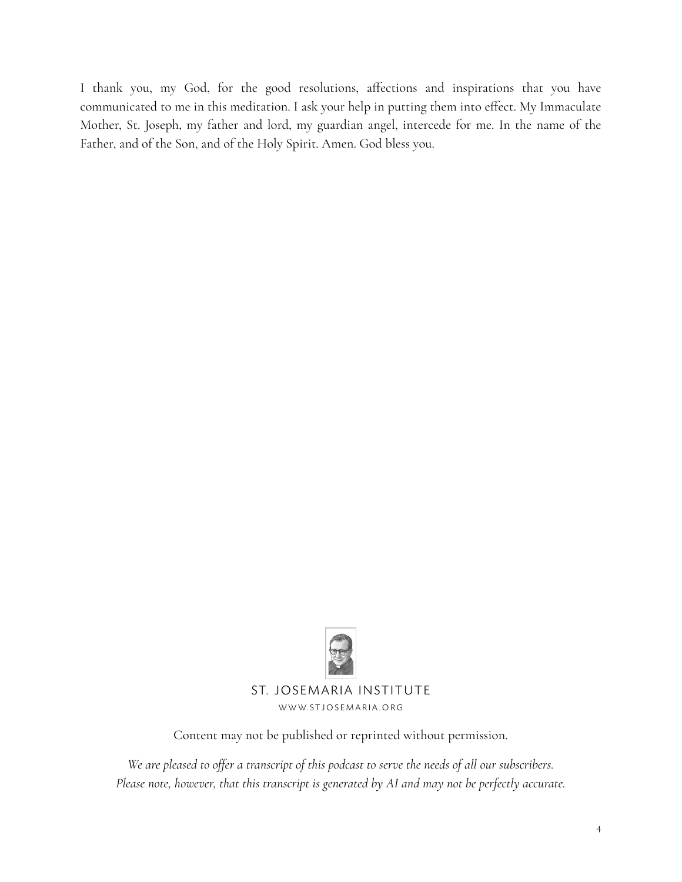I thank you, my God, for the good resolutions, affections and inspirations that you have communicated to me in this meditation. I ask your help in putting them into effect. My Immaculate Mother, St. Joseph, my father and lord, my guardian angel, intercede for me. In the name of the Father, and of the Son, and of the Holy Spirit. Amen. God bless you.

ST. JOSEMARIA INSTITUTE

WWW.STJOSEMARIA.ORG

Content may not be published or reprinted without permission.

*We are pleased to offer a transcript of this podcast to serve the needs of all our subscribers. Please note, however, that this transcript is generated by AI and may not be perfectly accurate.*